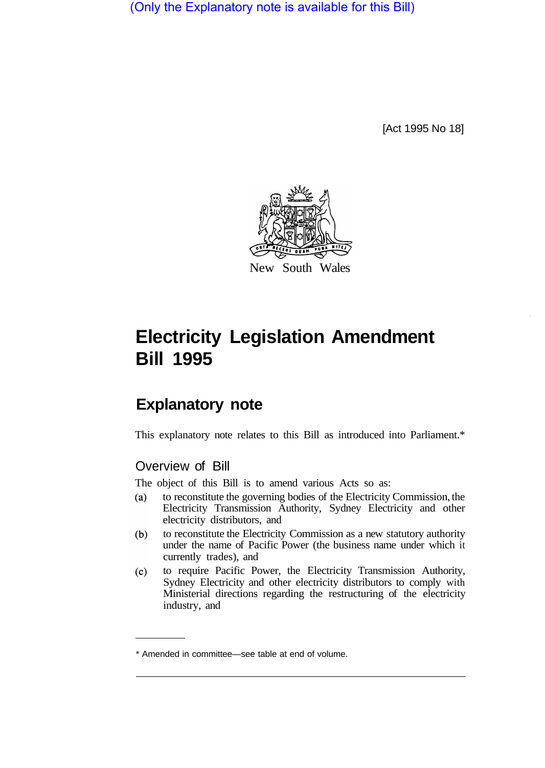(Only the Explanatory note is available for this Bill)

[Act 1995 No 18]

New South Wales

# Electricity Legislation Amendment Bill 1995

## Explanatory note

This explanatory note relates to this Bill as introduced into Parliament.*

### Overview of Bill

The object of this Bill is to amend various Acts so as:

(a) to reconstitute the governing bodies of the Electricity Commission, the Electricity Transmission Authority, Sydney Electricity and other electricity distributors, and

(b) to reconstitute the Electricity Commission as a new statutory authority under the name of Pacific Power (the business name under which it currently trades), and

(c) to require Pacific Power, the Electricity Transmission Authority, Sydney Electricity and other electricity distributors to comply with Ministerial directions regarding the restructuring of the electricity industry, and

* Amended in committee—see table at end of volume.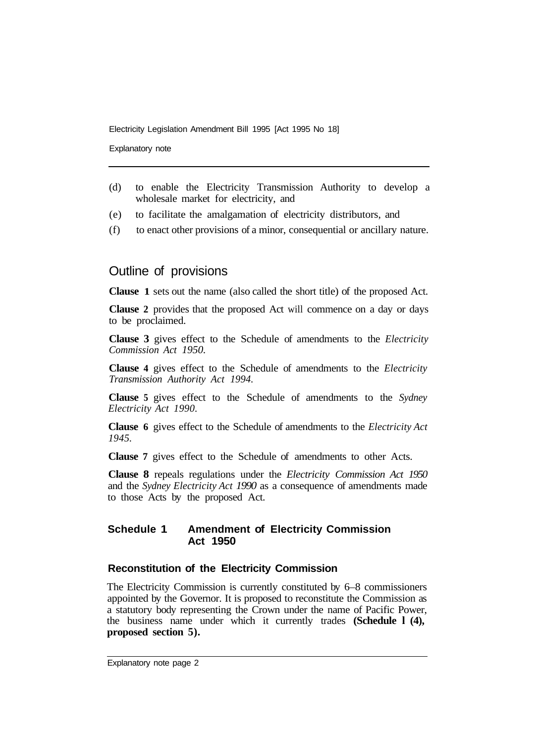(d) to enable the Electricity Transmission Authority to develop a wholesale market for electricity, and

(e) to facilitate the amalgamation of electricity distributors, and

(f) to enact other provisions of a minor, consequential or ancillary nature.

## Outline of provisions

**Clause 1** sets out the name (also called the short title) of the proposed Act.

**Clause 2** provides that the proposed Act will commence on a day or days to be proclaimed.

**Clause 3** gives effect to the Schedule of amendments to the *Electricity Commission Act 1950*.

**Clause 4** gives effect to the Schedule of amendments to the *Electricity Transmission Authority Act 1994*.

**Clause 5** gives effect to the Schedule of amendments to the *Sydney Electricity Act 1990*.

**Clause 6** gives effect to the Schedule of amendments to the *Electricity Act 1945*.

**Clause 7** gives effect to the Schedule of amendments to other Acts.

**Clause 8** repeals regulations under the *Electricity Commission Act 1950* and the *Sydney Electricity Act 1990* as a consequence of amendments made to those Acts by the proposed Act.

### Schedule 1 Amendment of Electricity Commission Act 1950

#### Reconstitution of the Electricity Commission

The Electricity Commission is currently constituted by 6–8 commissioners appointed by the Governor. It is proposed to reconstitute the Commission as a statutory body representing the Crown under the name of Pacific Power, the business name under which it currently trades **(Schedule 1 (4), proposed section 5).**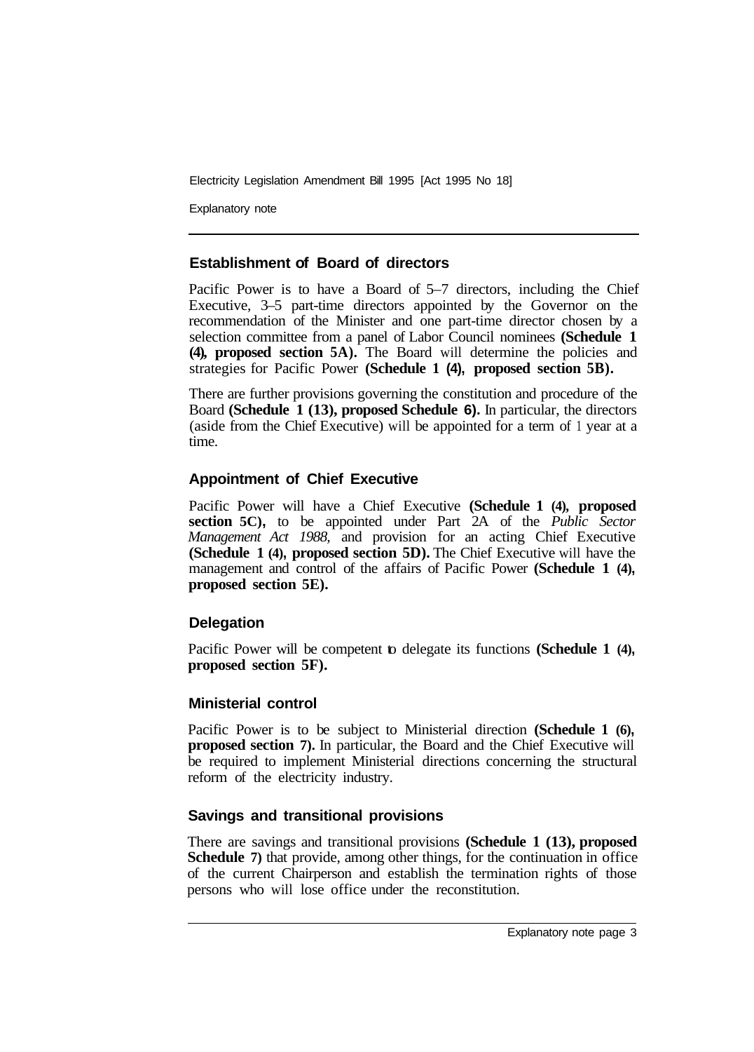### Establishment of Board of directors

Pacific Power is to have a Board of 5–7 directors, including the Chief Executive, 3–5 part-time directors appointed by the Governor on the recommendation of the Minister and one part-time director chosen by a selection committee from a panel of Labor Council nominees **(Schedule 1 (4), proposed section 5A).** The Board will determine the policies and strategies for Pacific Power **(Schedule 1 (4), proposed section 5B).**

There are further provisions governing the constitution and procedure of the Board **(Schedule 1 (13), proposed Schedule 6).** In particular, the directors (aside from the Chief Executive) will be appointed for a term of 1 year at a time.

### Appointment of Chief Executive

Pacific Power will have a Chief Executive **(Schedule 1 (4), proposed section 5C),** to be appointed under Part 2A of the *Public Sector Management Act 1988,* and provision for an acting Chief Executive **(Schedule 1 (4), proposed section 5D).** The Chief Executive will have the management and control of the affairs of Pacific Power **(Schedule 1 (4), proposed section 5E).**

### Delegation

Pacific Power will be competent to delegate its functions **(Schedule 1 (4), proposed section 5F).**

### Ministerial control

Pacific Power is to be subject to Ministerial direction **(Schedule 1 (6), proposed section 7).** In particular, the Board and the Chief Executive will be required to implement Ministerial directions concerning the structural reform of the electricity industry.

### Savings and transitional provisions

There are savings and transitional provisions **(Schedule 1 (13), proposed Schedule 7)** that provide, among other things, for the continuation in office of the current Chairperson and establish the termination rights of those persons who will lose office under the reconstitution.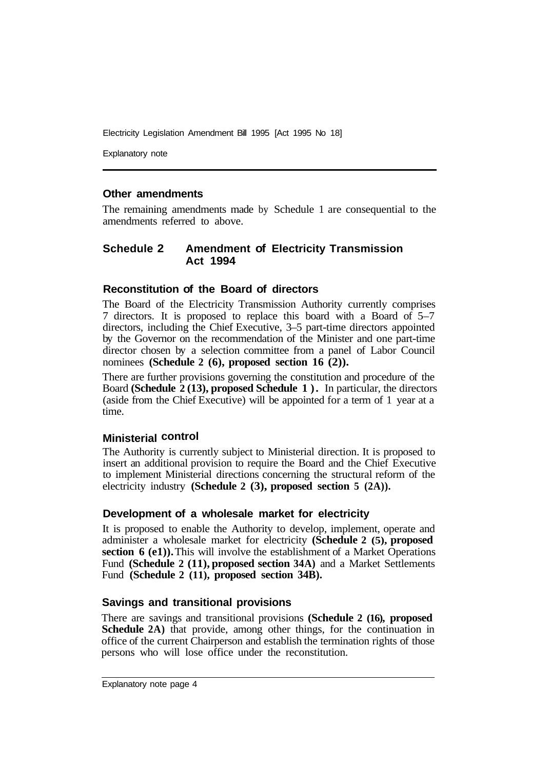### Other amendments

The remaining amendments made by Schedule 1 are consequential to the amendments referred to above.

## Schedule 2 Amendment of Electricity Transmission Act 1994

### Reconstitution of the Board of directors

The Board of the Electricity Transmission Authority currently comprises 7 directors. It is proposed to replace this board with a Board of 5–7 directors, including the Chief Executive, 3–5 part-time directors appointed by the Governor on the recommendation of the Minister and one part-time director chosen by a selection committee from a panel of Labor Council nominees **(Schedule 2 (6), proposed section 16 (2)).**

There are further provisions governing the constitution and procedure of the Board **(Schedule 2 (13), proposed Schedule 1 ).** In particular, the directors (aside from the Chief Executive) will be appointed for a term of 1 year at a time.

### Ministerial control

The Authority is currently subject to Ministerial direction. It is proposed to insert an additional provision to require the Board and the Chief Executive to implement Ministerial directions concerning the structural reform of the electricity industry **(Schedule 2 (3), proposed section 5 (2A)).**

### Development of a wholesale market for electricity

It is proposed to enable the Authority to develop, implement, operate and administer a wholesale market for electricity **(Schedule 2 (5), proposed section 6 (e1)).** This will involve the establishment of a Market Operations Fund **(Schedule 2 (11), proposed section 34A)** and a Market Settlements Fund **(Schedule 2 (11), proposed section 34B).**

### Savings and transitional provisions

There are savings and transitional provisions **(Schedule 2 (16), proposed Schedule 2A)** that provide, among other things, for the continuation in office of the current Chairperson and establish the termination rights of those persons who will lose office under the reconstitution.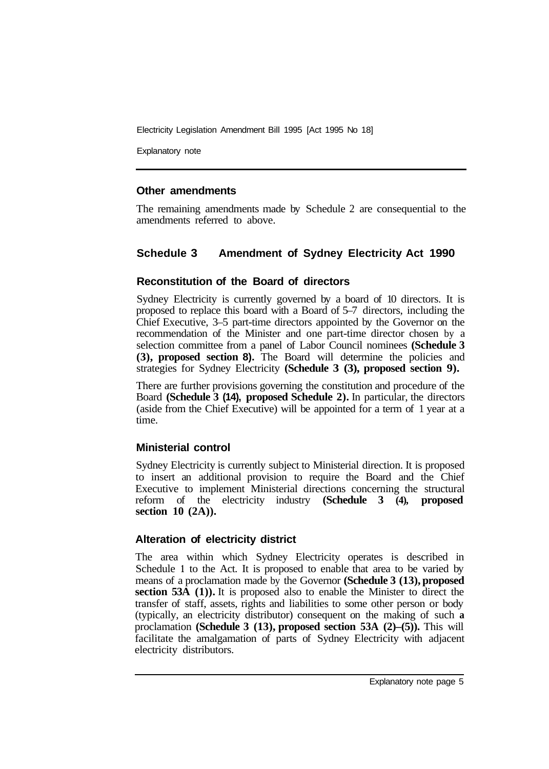### Other amendments

The remaining amendments made by Schedule 2 are consequential to the amendments referred to above.

## Schedule 3 Amendment of Sydney Electricity Act 1990

### Reconstitution of the Board of directors

Sydney Electricity is currently governed by a board of 10 directors. It is proposed to replace this board with a Board of 5–7 directors, including the Chief Executive, 3–5 part-time directors appointed by the Governor on the recommendation of the Minister and one part-time director chosen by a selection committee from a panel of Labor Council nominees **(Schedule 3 (3), proposed section 8).** The Board will determine the policies and strategies for Sydney Electricity **(Schedule 3 (3), proposed section 9).**

There are further provisions governing the constitution and procedure of the Board **(Schedule 3 (14), proposed Schedule 2).** In particular, the directors (aside from the Chief Executive) will be appointed for a term of 1 year at a time.

### Ministerial control

Sydney Electricity is currently subject to Ministerial direction. It is proposed to insert an additional provision to require the Board and the Chief Executive to implement Ministerial directions concerning the structural reform of the electricity industry **(Schedule 3 (4), proposed section 10 (2A)).**

### Alteration of electricity district

The area within which Sydney Electricity operates is described in Schedule 1 to the Act. It is proposed to enable that area to be varied by means of a proclamation made by the Governor **(Schedule 3 (13), proposed section 53A (1)).** It is proposed also to enable the Minister to direct the transfer of staff, assets, rights and liabilities to some other person or body (typically, an electricity distributor) consequent on the making of such a proclamation **(Schedule 3 (13), proposed section 53A (2)–(5)).** This will facilitate the amalgamation of parts of Sydney Electricity with adjacent electricity distributors.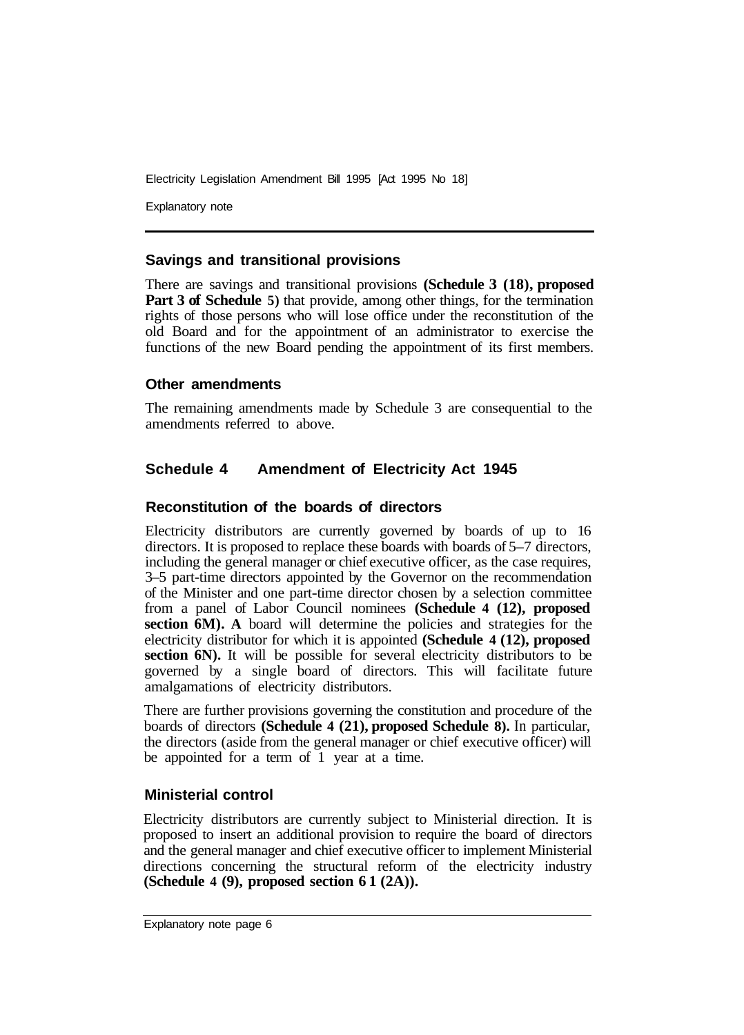## Savings and transitional provisions

There are savings and transitional provisions **(Schedule 3 (18), proposed Part 3 of Schedule 5)** that provide, among other things, for the termination rights of those persons who will lose office under the reconstitution of the old Board and for the appointment of an administrator to exercise the functions of the new Board pending the appointment of its first members.

## Other amendments

The remaining amendments made by Schedule 3 are consequential to the amendments referred to above.

# Schedule 4 Amendment of Electricity Act 1945

## Reconstitution of the boards of directors

Electricity distributors are currently governed by boards of up to 16 directors. It is proposed to replace these boards with boards of 5–7 directors, including the general manager or chief executive officer, as the case requires, 3–5 part-time directors appointed by the Governor on the recommendation of the Minister and one part-time director chosen by a selection committee from a panel of Labor Council nominees **(Schedule 4 (12), proposed section 6M). A** board will determine the policies and strategies for the electricity distributor for which it is appointed **(Schedule 4 (12), proposed section 6N).** It will be possible for several electricity distributors to be governed by a single board of directors. This will facilitate future amalgamations of electricity distributors.

There are further provisions governing the constitution and procedure of the boards of directors **(Schedule 4 (21), proposed Schedule 8).** In particular, the directors (aside from the general manager or chief executive officer) will be appointed for a term of 1 year at a time.

## Ministerial control

Electricity distributors are currently subject to Ministerial direction. It is proposed to insert an additional provision to require the board of directors and the general manager and chief executive officer to implement Ministerial directions concerning the structural reform of the electricity industry **(Schedule 4 (9), proposed section 6 1 (2A)).**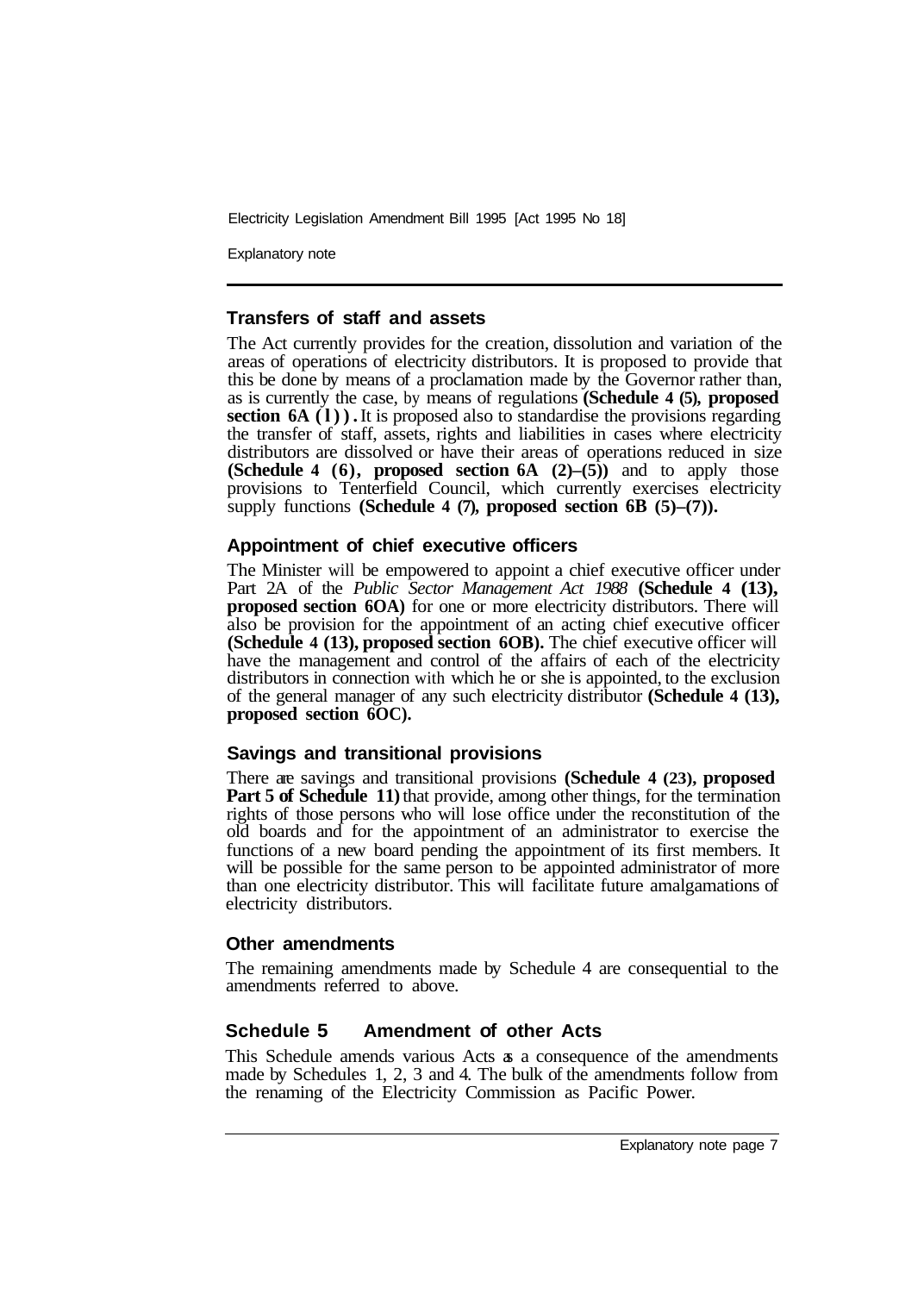### Transfers of staff and assets

The Act currently provides for the creation, dissolution and variation of the areas of operations of electricity distributors. It is proposed to provide that this be done by means of a proclamation made by the Governor rather than, as is currently the case, by means of regulations **(Schedule 4 (5), proposed section 6A (1))**. It is proposed also to standardise the provisions regarding the transfer of staff, assets, rights and liabilities in cases where electricity distributors are dissolved or have their areas of operations reduced in size **(Schedule 4 (6), proposed section 6A (2)–(5))** and to apply those provisions to Tenterfield Council, which currently exercises electricity supply functions **(Schedule 4 (7), proposed section 6B (5)–(7))**.

### Appointment of chief executive officers

The Minister will be empowered to appoint a chief executive officer under Part 2A of the *Public Sector Management Act 1988* **(Schedule 4 (13), proposed section 6OA)** for one or more electricity distributors. There will also be provision for the appointment of an acting chief executive officer **(Schedule 4 (13), proposed section 6OB)**. The chief executive officer will have the management and control of the affairs of each of the electricity distributors in connection with which he or she is appointed, to the exclusion of the general manager of any such electricity distributor **(Schedule 4 (13), proposed section 6OC)**.

### Savings and transitional provisions

There are savings and transitional provisions **(Schedule 4 (23), proposed Part 5 of Schedule 11)** that provide, among other things, for the termination rights of those persons who will lose office under the reconstitution of the old boards and for the appointment of an administrator to exercise the functions of a new board pending the appointment of its first members. It will be possible for the same person to be appointed administrator of more than one electricity distributor. This will facilitate future amalgamations of electricity distributors.

### Other amendments

The remaining amendments made by Schedule 4 are consequential to the amendments referred to above.

## Schedule 5 Amendment of other Acts

This Schedule amends various Acts as a consequence of the amendments made by Schedules 1, 2, 3 and 4. The bulk of the amendments follow from the renaming of the Electricity Commission as Pacific Power.